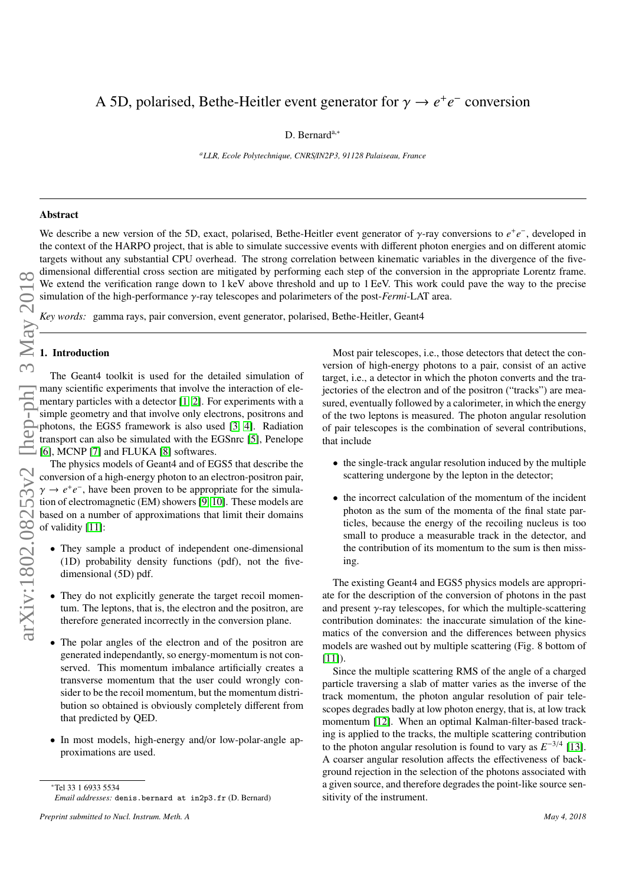# A 5D, polarised, Bethe-Heitler event generator for $\gamma \to e^+e^-$ conversion

D. Bernard[a,*]

[a] *LLR, Ecole Polytechnique, CNRS/IN2P3, 91128 Palaiseau, France*

## Abstract

We describe a new version of the 5D, exact, polarised, Bethe-Heitler event generator of $\gamma$-ray conversions to $e^+e^-$, developed in the context of the HARPO project, that is able to simulate successive events with different photon energies and on different atomic targets without any substantial CPU overhead. The strong correlation between kinematic variables in the divergence of the five-dimensional differential cross section are mitigated by performing each step of the conversion in the appropriate Lorentz frame. We extend the verification range down to 1 keV above threshold and up to 1 EeV. This work could pave the way to the precise simulation of the high-performance $\gamma$-ray telescopes and polarimeters of the post-*Fermi*-LAT area.

*Key words:* gamma rays, pair conversion, event generator, polarised, Bethe-Heitler, Geant4

## 1. Introduction

The Geant4 toolkit is used for the detailed simulation of many scientific experiments that involve the interaction of elementary particles with a detector [1, 2]. For experiments with a simple geometry and that involve only electrons, positrons and photons, the EGS5 framework is also used [3, 4]. Radiation transport can also be simulated with the EGSnrc [5], Penelope [6], MCNP [7] and FLUKA [8] softwares.

The physics models of Geant4 and of EGS5 that describe the conversion of a high-energy photon to an electron-positron pair, $\gamma \to e^+e^-$, have been proven to be appropriate for the simulation of electromagnetic (EM) showers [9, 10]. These models are based on a number of approximations that limit their domains of validity [11]:

- They sample a product of independent one-dimensional (1D) probability density functions (pdf), not the five-dimensional (5D) pdf.
- They do not explicitly generate the target recoil momentum. The leptons, that is, the electron and the positron, are therefore generated incorrectly in the conversion plane.
- The polar angles of the electron and of the positron are generated independantly, so energy-momentum is not conserved. This momentum imbalance artificially creates a transverse momentum that the user could wrongly consider to be the recoil momentum, but the momentum distribution so obtained is obviously completely different from that predicted by QED.
- In most models, high-energy and/or low-polar-angle approximations are used.

Most pair telescopes, i.e., those detectors that detect the conversion of high-energy photons to a pair, consist of an active target, i.e., a detector in which the photon converts and the trajectories of the electron and of the positron ("tracks") are measured, eventually followed by a calorimeter, in which the energy of the two leptons is measured. The photon angular resolution of pair telescopes is the combination of several contributions, that include

- the single-track angular resolution induced by the multiple scattering undergone by the lepton in the detector;
- the incorrect calculation of the momentum of the incident photon as the sum of the momenta of the final state particles, because the energy of the recoiling nucleus is too small to produce a measurable track in the detector, and the contribution of its momentum to the sum is then missing.

The existing Geant4 and EGS5 physics models are appropriate for the description of the conversion of photons in the past and present $\gamma$-ray telescopes, for which the multiple-scattering contribution dominates: the inaccurate simulation of the kinematics of the conversion and the differences between physics models are washed out by multiple scattering (Fig. 8 bottom of [11]).

Since the multiple scattering RMS of the angle of a charged particle traversing a slab of matter varies as the inverse of the track momentum, the photon angular resolution of pair telescopes degrades badly at low photon energy, that is, at low track momentum [12]. When an optimal Kalman-filter-based tracking is applied to the tracks, the multiple scattering contribution to the photon angular resolution is found to vary as $E^{-3/4}$ [13]. A coarser angular resolution affects the effectiveness of background rejection in the selection of the photons associated with a given source, and therefore degrades the point-like source sensitivity of the instrument.

*Tel 33 1 6933 5534

*Email addresses:* denis.bernard at in2p3.fr (D. Bernard)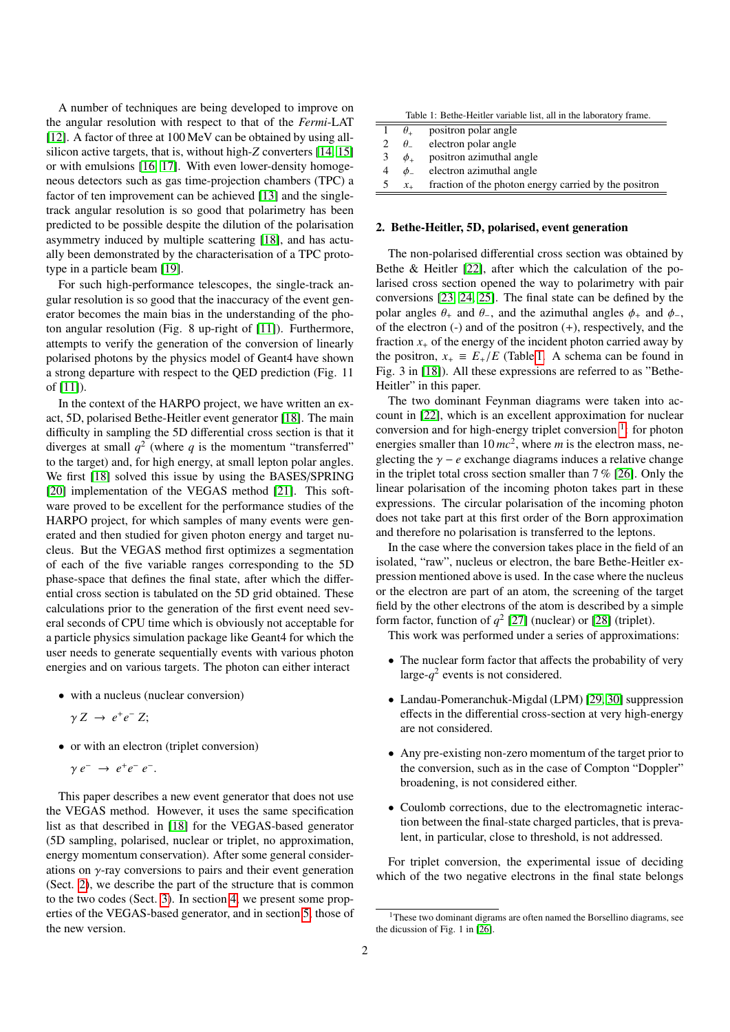A number of techniques are being developed to improve on the angular resolution with respect to that of the *Fermi*-LAT [12]. A factor of three at 100 MeV can be obtained by using all-silicon active targets, that is, without high-$Z$ converters [14, 15] or with emulsions [16, 17]. With even lower-density homogeneous detectors such as gas time-projection chambers (TPC) a factor of ten improvement can be achieved [13] and the single-track angular resolution is so good that polarimetry has been predicted to be possible despite the dilution of the polarisation asymmetry induced by multiple scattering [18], and has actually been demonstrated by the characterisation of a TPC prototype in a particle beam [19].

For such high-performance telescopes, the single-track angular resolution is so good that the inaccuracy of the event generator becomes the main bias in the understanding of the photon angular resolution (Fig. 8 up-right of [11]). Furthermore, attempts to verify the generation of the conversion of linearly polarised photons by the physics model of Geant4 have shown a strong departure with respect to the QED prediction (Fig. 11 of [11]).

In the context of the HARPO project, we have written an exact, 5D, polarised Bethe-Heitler event generator [18]. The main difficulty in sampling the 5D differential cross section is that it diverges at small $q^2$ (where $q$ is the momentum "transferred" to the target) and, for high energy, at small lepton polar angles. We first [18] solved this issue by using the BASES/SPRING [20] implementation of the VEGAS method [21]. This software proved to be excellent for the performance studies of the HARPO project, for which samples of many events were generated and then studied for given photon energy and target nucleus. But the VEGAS method first optimizes a segmentation of each of the five variable ranges corresponding to the 5D phase-space that defines the final state, after which the differential cross section is tabulated on the 5D grid obtained. These calculations prior to the generation of the first event need several seconds of CPU time which is obviously not acceptable for a particle physics simulation package like Geant4 for which the user needs to generate sequentially events with various photon energies and on various targets. The photon can either interact

- with a nucleus (nuclear conversion)

  $\gamma\, Z \;\rightarrow\; e^+ e^-\, Z$;

- or with an electron (triplet conversion)

  $\gamma\, e^- \;\rightarrow\; e^+ e^-\, e^-$.

This paper describes a new event generator that does not use the VEGAS method. However, it uses the same specification list as that described in [18] for the VEGAS-based generator (5D sampling, polarised, nuclear or triplet, no approximation, energy momentum conservation). After some general considerations on $\gamma$-ray conversions to pairs and their event generation (Sect. 2), we describe the part of the structure that is common to the two codes (Sect. 3). In section 4, we present some properties of the VEGAS-based generator, and in section 5, those of the new version.

Table 1: Bethe-Heitler variable list, all in the laboratory frame.

| | | |
|---|---|---|
| 1 | $\theta_+$ | positron polar angle |
| 2 | $\theta_-$ | electron polar angle |
| 3 | $\phi_+$ | positron azimuthal angle |
| 4 | $\phi_-$ | electron azimuthal angle |
| 5 | $x_+$ | fraction of the photon energy carried by the positron |

## 2. Bethe-Heitler, 5D, polarised, event generation

The non-polarised differential cross section was obtained by Bethe & Heitler [22], after which the calculation of the polarised cross section opened the way to polarimetry with pair conversions [23, 24, 25]. The final state can be defined by the polar angles $\theta_+$ and $\theta_-$, and the azimuthal angles $\phi_+$ and $\phi_-$, of the electron (-) and of the positron (+), respectively, and the fraction $x_+$ of the energy of the incident photon carried away by the positron, $x_+ \equiv E_+/E$ (Table 1. A schema can be found in Fig. 3 in [18]). All these expressions are referred to as "Bethe-Heitler" in this paper.

The two dominant Feynman diagrams were taken into account in [22], which is an excellent approximation for nuclear conversion and for high-energy triplet conversion [1]: for photon energies smaller than $10\, mc^2$, where $m$ is the electron mass, neglecting the $\gamma - e$ exchange diagrams induces a relative change in the triplet total cross section smaller than 7 % [26]. Only the linear polarisation of the incoming photon takes part in these expressions. The circular polarisation of the incoming photon does not take part at this first order of the Born approximation and therefore no polarisation is transferred to the leptons.

In the case where the conversion takes place in the field of an isolated, "raw", nucleus or electron, the bare Bethe-Heitler expression mentioned above is used. In the case where the nucleus or the electron are part of an atom, the screening of the target field by the other electrons of the atom is described by a simple form factor, function of $q^2$ [27] (nuclear) or [28] (triplet).

This work was performed under a series of approximations:

- The nuclear form factor that affects the probability of very large-$q^2$ events is not considered.
- Landau-Pomeranchuk-Migdal (LPM) [29, 30] suppression effects in the differential cross-section at very high-energy are not considered.
- Any pre-existing non-zero momentum of the target prior to the conversion, such as in the case of Compton "Doppler" broadening, is not considered either.
- Coulomb corrections, due to the electromagnetic interaction between the final-state charged particles, that is prevalent, in particular, close to threshold, is not addressed.

For triplet conversion, the experimental issue of deciding which of the two negative electrons in the final state belongs

[1] These two dominant digrams are often named the Borsellino diagrams, see the dicussion of Fig. 1 in [26].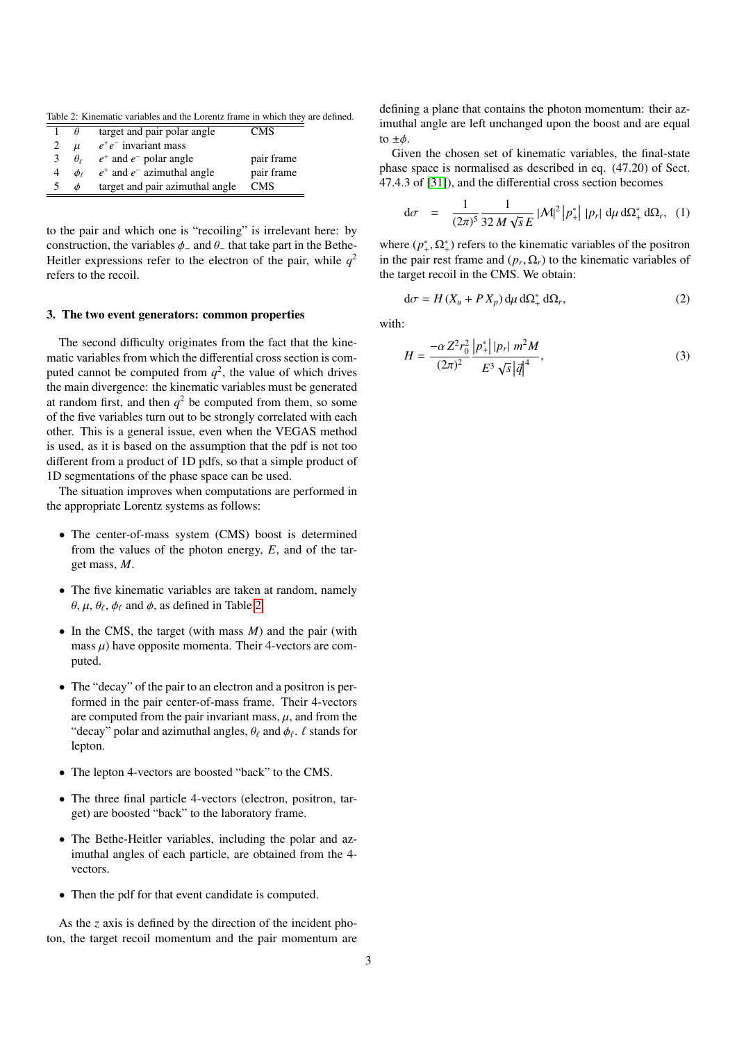Table 2: Kinematic variables and the Lorentz frame in which they are defined.

| | | | |
|---|---|---|---|
| 1 | $\theta$ | target and pair polar angle | CMS |
| 2 | $\mu$ | $e^+e^-$ invariant mass | |
| 3 | $\theta_\ell$ | $e^+$ and $e^-$ polar angle | pair frame |
| 4 | $\phi_\ell$ | $e^+$ and $e^-$ azimuthal angle | pair frame |
| 5 | $\phi$ | target and pair azimuthal angle | CMS |

to the pair and which one is "recoiling" is irrelevant here: by construction, the variables $\phi_-$ and $\theta_-$ that take part in the Bethe-Heitler expressions refer to the electron of the pair, while $q^2$ refers to the recoil.

## 3. The two event generators: common properties

The second difficulty originates from the fact that the kinematic variables from which the differential cross section is computed cannot be computed from $q^2$, the value of which drives the main divergence: the kinematic variables must be generated at random first, and then $q^2$ be computed from them, so some of the five variables turn out to be strongly correlated with each other. This is a general issue, even when the VEGAS method is used, as it is based on the assumption that the pdf is not too different from a product of 1D pdfs, so that a simple product of 1D segmentations of the phase space can be used.

The situation improves when computations are performed in the appropriate Lorentz systems as follows:

- The center-of-mass system (CMS) boost is determined from the values of the photon energy, $E$, and of the target mass, $M$.
- The five kinematic variables are taken at random, namely $\theta$, $\mu$, $\theta_\ell$, $\phi_\ell$ and $\phi$, as defined in Table 2.
- In the CMS, the target (with mass $M$) and the pair (with mass $\mu$) have opposite momenta. Their 4-vectors are computed.
- The "decay" of the pair to an electron and a positron is performed in the pair center-of-mass frame. Their 4-vectors are computed from the pair invariant mass, $\mu$, and from the "decay" polar and azimuthal angles, $\theta_\ell$ and $\phi_\ell$. $\ell$ stands for lepton.
- The lepton 4-vectors are boosted "back" to the CMS.
- The three final particle 4-vectors (electron, positron, target) are boosted "back" to the laboratory frame.
- The Bethe-Heitler variables, including the polar and azimuthal angles of each particle, are obtained from the 4-vectors.
- Then the pdf for that event candidate is computed.

As the $z$ axis is defined by the direction of the incident photon, the target recoil momentum and the pair momentum are defining a plane that contains the photon momentum: their azimuthal angle are left unchanged upon the boost and are equal to $\pm\phi$.

Given the chosen set of kinematic variables, the final-state phase space is normalised as described in eq. (47.20) of Sect. 47.4.3 of [31]), and the differential cross section becomes

$$d\sigma = \frac{1}{(2\pi)^5} \frac{1}{32\, M \sqrt{s}\, E} |\mathcal{M}|^2 \left|p_+^*\right| |p_r| \, d\mu \, d\Omega_+^* \, d\Omega_r, \quad (1)$$

where $(p_+^*, \Omega_+^*)$ refers to the kinematic variables of the positron in the pair rest frame and $(p_r, \Omega_r)$ to the kinematic variables of the target recoil in the CMS. We obtain:

$$d\sigma = H\,(X_u + P\,X_p)\, d\mu \, d\Omega_+^* \, d\Omega_r, \quad (2)$$

with:

$$H = \frac{-\alpha Z^2 r_0^2}{(2\pi)^2} \frac{\left|p_+^*\right| |p_r| \, m^2 M}{E^3 \sqrt{s} \left|\vec{q}\right|^4}, \quad (3)$$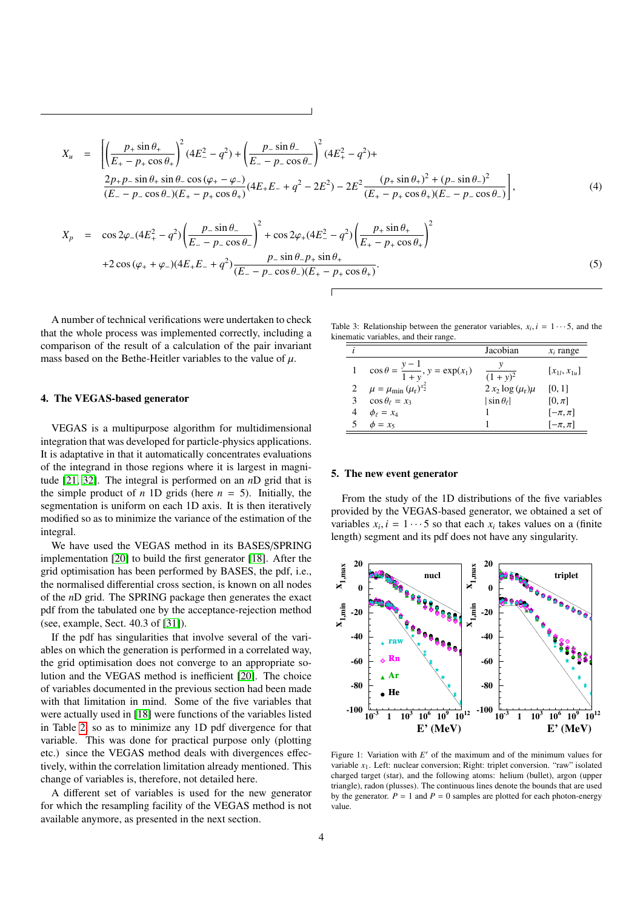$$
\begin{aligned}
X_u \;=\; & \Bigg[\left(\frac{p_+ \sin\theta_+}{E_+ - p_+\cos\theta_+}\right)^2 (4E_-^2 - q^2) + \left(\frac{p_- \sin\theta_-}{E_- - p_-\cos\theta_-}\right)^2 (4E_+^2 - q^2) + \\
& \frac{2 p_+ p_- \sin\theta_+ \sin\theta_- \cos(\varphi_+ - \varphi_-)}{(E_- - p_-\cos\theta_-)(E_+ - p_+\cos\theta_+)}(4E_+E_- + q^2 - 2E^2) - 2E^2 \frac{(p_+\sin\theta_+)^2 + (p_-\sin\theta_-)^2}{(E_+ - p_+\cos\theta_+)(E_- - p_-\cos\theta_-)}\Bigg],
\end{aligned} \tag{4}
$$

$$
\begin{aligned}
X_p \;=\; & \cos 2\varphi_-(4E_+^2 - q^2)\left(\frac{p_- \sin\theta_-}{E_- - p_-\cos\theta_-}\right)^2 + \cos 2\varphi_+(4E_-^2 - q^2)\left(\frac{p_+ \sin\theta_+}{E_+ - p_+\cos\theta_+}\right)^2 \\
& + 2\cos(\varphi_+ + \varphi_-)(4E_+E_- + q^2)\frac{p_-\sin\theta_- p_+ \sin\theta_+}{(E_- - p_-\cos\theta_-)(E_+ - p_+\cos\theta_+)}.
\end{aligned} \tag{5}
$$

A number of technical verifications were undertaken to check that the whole process was implemented correctly, including a comparison of the result of a calculation of the pair invariant mass based on the Bethe-Heitler variables to the value of $\mu$.

## 4. The VEGAS-based generator

VEGAS is a multipurpose algorithm for multidimensional integration that was developed for particle-physics applications. It is adaptative in that it automatically concentrates evaluations of the integrand in those regions where it is largest in magnitude [21, 32]. The integral is performed on an $n$D grid that is the simple product of $n$ 1D grids (here $n = 5$). Initially, the segmentation is uniform on each 1D axis. It is then iteratively modified so as to minimize the variance of the estimation of the integral.

We have used the VEGAS method in its BASES/SPRING implementation [20] to build the first generator [18]. After the grid optimisation has been performed by BASES, the pdf, i.e., the normalised differential cross section, is known on all nodes of the $n$D grid. The SPRING package then generates the exact pdf from the tabulated one by the acceptance-rejection method (see, example, Sect. 40.3 of [31]).

If the pdf has singularities that involve several of the variables on which the generation is performed in a correlated way, the grid optimisation does not converge to an appropriate solution and the VEGAS method is inefficient [20]. The choice of variables documented in the previous section had been made with that limitation in mind. Some of the five variables that were actually used in [18] were functions of the variables listed in Table 2, so as to minimize any 1D pdf divergence for that variable. This was done for practical purpose only (plotting etc.) since the VEGAS method deals with divergences effectively, within the correlation limitation already mentioned. This change of variables is, therefore, not detailed here.

A different set of variables is used for the new generator for which the resampling facility of the VEGAS method is not available anymore, as presented in the next section.

Table 3: Relationship between the generator variables, $x_i, i = 1 \cdots 5$, and the kinematic variables, and their range.

| $i$ | | Jacobian | $x_i$ range |
|---|---|---|---|
| 1 | $\cos\theta = \dfrac{y-1}{1+y}$, $y = \exp(x_1)$ | $\dfrac{y}{(1+y)^2}$ | $[x_{1l}, x_{1u}]$ |
| 2 | $\mu = \mu_{\min}\,(\mu_r)^{x_2^2}$ | $2\,x_2 \log(\mu_r)\mu$ | $[0, 1]$ |
| 3 | $\cos\theta_\ell = x_3$ | $\lvert\sin\theta_\ell\rvert$ | $[0, \pi]$ |
| 4 | $\phi_\ell = x_4$ | 1 | $[-\pi, \pi]$ |
| 5 | $\phi = x_5$ | 1 | $[-\pi, \pi]$ |

## 5. The new event generator

From the study of the 1D distributions of the five variables provided by the VEGAS-based generator, we obtained a set of variables $x_i, i = 1 \cdots 5$ so that each $x_i$ takes values on a (finite length) segment and its pdf does not have any singularity.

Figure 1: Variation with $E'$ of the maximum and of the minimum values for variable $x_1$. Left: nuclear conversion; Right: triplet conversion. "raw" isolated charged target (star), and the following atoms: helium (bullet), argon (upper triangle), radon (plusses). The continuous lines denote the bounds that are used by the generator. $P = 1$ and $P = 0$ samples are plotted for each photon-energy value.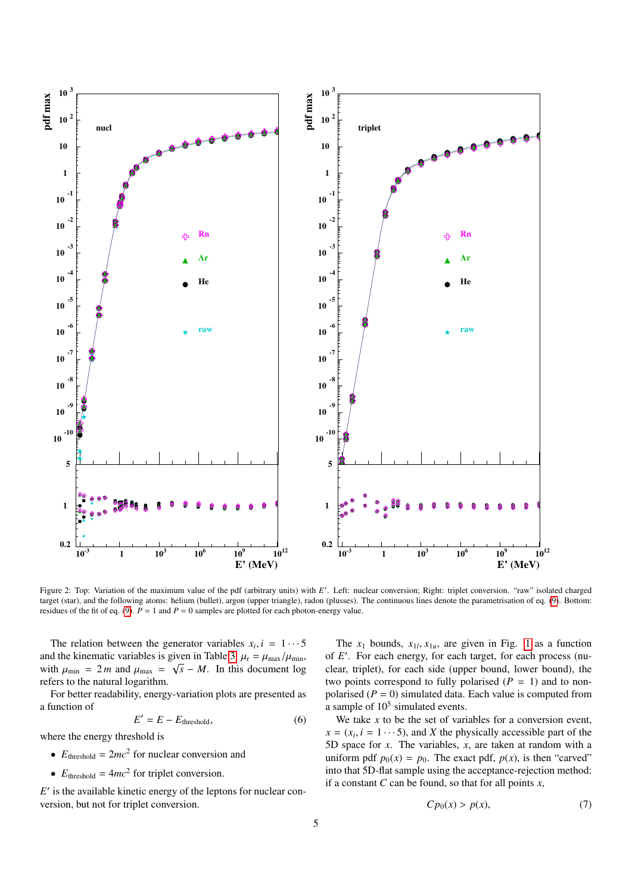Figure 2: Top: Variation of the maximum value of the pdf (arbitrary units) with $E'$. Left: nuclear conversion; Right: triplet conversion. "raw" isolated charged target (star), and the following atoms: helium (bullet), argon (upper triangle), radon (plusses). The continuous lines denote the parametrisation of eq. (9). Bottom: residues of the fit of eq. (9). $P = 1$ and $P = 0$ samples are plotted for each photon-energy value.

The relation between the generator variables $x_i, i = 1 \cdots 5$ and the kinematic variables is given in Table 3. $\mu_r = \mu_{max}/\mu_{min}$, with $\mu_{min} = 2m$ and $\mu_{max} = \sqrt{s} - M$. In this document log refers to the natural logarithm.

For better readability, energy-variation plots are presented as a function of

$$E' = E - E_{threshold}, \tag{6}$$

where the energy threshold is

- $E_{threshold} = 2mc^2$ for nuclear conversion and
- $E_{threshold} = 4mc^2$ for triplet conversion.

$E'$ is the available kinetic energy of the leptons for nuclear conversion, but not for triplet conversion.

The $x_1$ bounds, $x_{1l}, x_{1u}$, are given in Fig. 1 as a function of $E'$. For each energy, for each target, for each process (nuclear, triplet), for each side (upper bound, lower bound), the two points correspond to fully polarised ($P = 1$) and to non-polarised ($P = 0$) simulated data. Each value is computed from a sample of $10^5$ simulated events.

We take $x$ to be the set of variables for a conversion event, $x = (x_i, i = 1 \cdots 5)$, and $X$ the physically accessible part of the 5D space for $x$. The variables, $x$, are taken at random with a uniform pdf $p_0(x) = p_0$. The exact pdf, $p(x)$, is then "carved" into that 5D-flat sample using the acceptance-rejection method: if a constant $C$ can be found, so that for all points $x$,

$$C p_0(x) > p(x), \tag{7}$$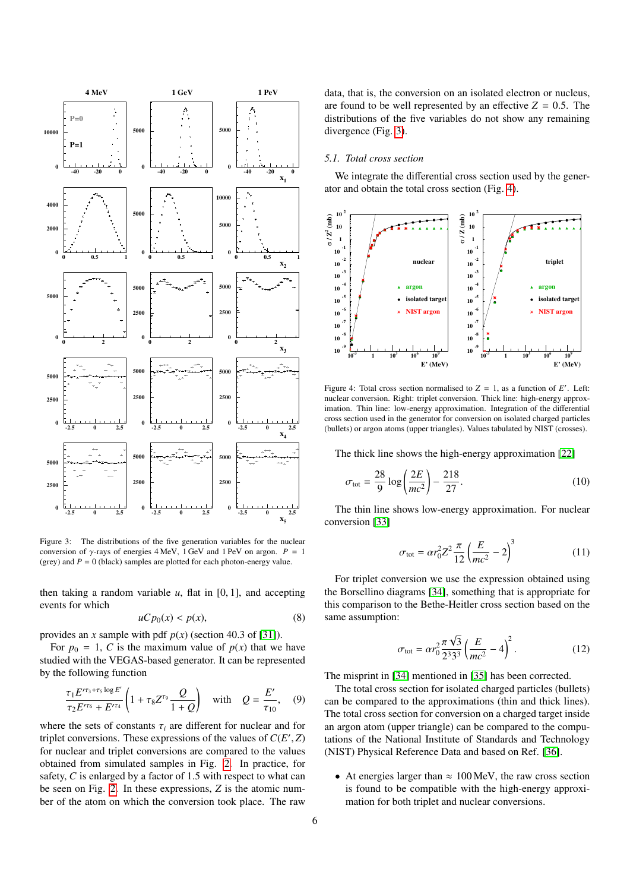Figure 3: The distributions of the five generation variables for the nuclear conversion of γ-rays of energies 4 MeV, 1 GeV and 1 PeV on argon. $P = 1$ (grey) and $P = 0$ (black) samples are plotted for each photon-energy value.

then taking a random variable $u$, flat in [0, 1], and accepting events for which

$$u C p_0(x) < p(x), \tag{8}$$

provides an $x$ sample with pdf $p(x)$ (section 40.3 of [31]).

For $p_0 = 1$, $C$ is the maximum value of $p(x)$ that we have studied with the VEGAS-based generator. It can be represented by the following function

$$\frac{\tau_1 E'^{\tau_3+\tau_5 \log E'}}{\tau_2 E'^{\tau_6} + E'^{\tau_4}} \left(1 + \tau_8 Z^{\tau_9} \frac{Q}{1+Q}\right) \quad \text{with} \quad Q = \frac{E'}{\tau_{10}}, \tag{9}$$

where the sets of constants $\tau_i$ are different for nuclear and for triplet conversions. These expressions of the values of $C(E', Z)$ for nuclear and triplet conversions are compared to the values obtained from simulated samples in Fig. 2. In practice, for safety, $C$ is enlarged by a factor of 1.5 with respect to what can be seen on Fig. 2. In these expressions, $Z$ is the atomic number of the atom on which the conversion took place. The raw data, that is, the conversion on an isolated electron or nucleus, are found to be well represented by an effective $Z = 0.5$. The distributions of the five variables do not show any remaining divergence (Fig. 3).

### 5.1. Total cross section

We integrate the differential cross section used by the generator and obtain the total cross section (Fig. 4).

Figure 4: Total cross section normalised to $Z = 1$, as a function of $E'$. Left: nuclear conversion. Right: triplet conversion. Thick line: high-energy approximation. Thin line: low-energy approximation. Integration of the differential cross section used in the generator for conversion on isolated charged particles (bullets) or argon atoms (upper triangles). Values tabulated by NIST (crosses).

The thick line shows the high-energy approximation [22]

$$\sigma_{\text{tot}} = \frac{28}{9} \log\left(\frac{2E}{mc^2}\right) - \frac{218}{27}. \tag{10}$$

The thin line shows low-energy approximation. For nuclear conversion [33]

$$\sigma_{\text{tot}} = \alpha r_0^2 Z^2 \frac{\pi}{12} \left(\frac{E}{mc^2} - 2\right)^3 \tag{11}$$

For triplet conversion we use the expression obtained using the Borsellino diagrams [34], something that is appropriate for this comparison to the Bethe-Heitler cross section based on the same assumption:

$$\sigma_{\text{tot}} = \alpha r_0^2 \frac{\pi \sqrt{3}}{2^3 3^3} \left(\frac{E}{mc^2} - 4\right)^2. \tag{12}$$

The misprint in [34] mentioned in [35] has been corrected.

The total cross section for isolated charged particles (bullets) can be compared to the approximations (thin and thick lines). The total cross section for conversion on a charged target inside an argon atom (upper triangle) can be compared to the computations of the National Institute of Standards and Technology (NIST) Physical Reference Data and based on Ref. [36].

- At energies larger than $\approx$ 100 MeV, the raw cross section is found to be compatible with the high-energy approximation for both triplet and nuclear conversions.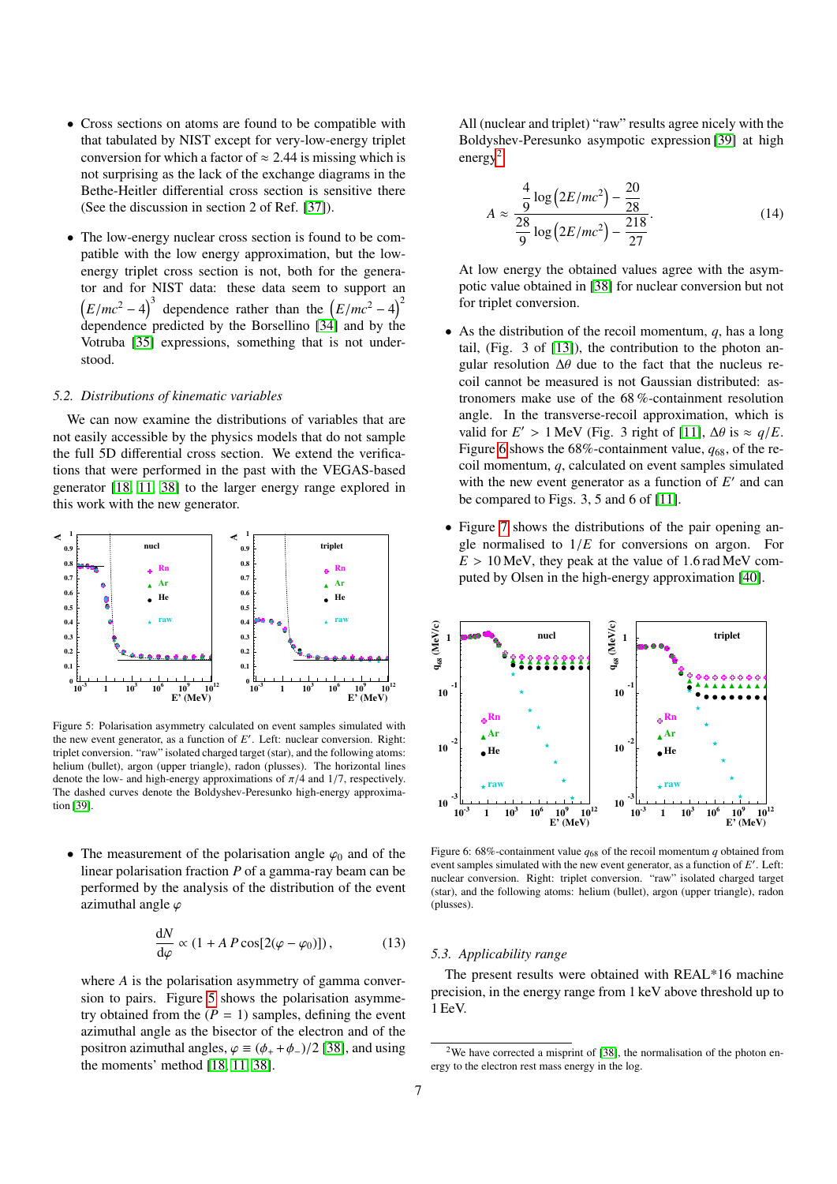- Cross sections on atoms are found to be compatible with that tabulated by NIST except for very-low-energy triplet conversion for which a factor of $\approx 2.44$ is missing which is not surprising as the lack of the exchange diagrams in the Bethe-Heitler differential cross section is sensitive there (See the discussion in section 2 of Ref. [37]).

- The low-energy nuclear cross section is found to be compatible with the low energy approximation, but the low-energy triplet cross section is not, both for the generator and for NIST data: these data seem to support an $\left(E/mc^2 - 4\right)^3$ dependence rather than the $\left(E/mc^2 - 4\right)^2$ dependence predicted by the Borsellino [34] and by the Votruba [35] expressions, something that is not understood.

### 5.2. Distributions of kinematic variables

We can now examine the distributions of variables that are not easily accessible by the physics models that do not sample the full 5D differential cross section. We extend the verifications that were performed in the past with the VEGAS-based generator [18, 11, 38] to the larger energy range explored in this work with the new generator.

Figure 5: Polarisation asymmetry calculated on event samples simulated with the new event generator, as a function of $E'$. Left: nuclear conversion. Right: triplet conversion. "raw" isolated charged target (star), and the following atoms: helium (bullet), argon (upper triangle), radon (plusses). The horizontal lines denote the low- and high-energy approximations of $\pi/4$ and $1/7$, respectively. The dashed curves denote the Boldyshev-Peresunko high-energy approximation [39].

- The measurement of the polarisation angle $\varphi_0$ and of the linear polarisation fraction $P$ of a gamma-ray beam can be performed by the analysis of the distribution of the event azimuthal angle $\varphi$

$$\frac{\mathrm{d}N}{\mathrm{d}\varphi} \propto (1 + A\, P \cos[2(\varphi - \varphi_0)]), \tag{13}$$

where $A$ is the polarisation asymmetry of gamma conversion to pairs. Figure 5 shows the polarisation asymmetry obtained from the ($P = 1$) samples, defining the event azimuthal angle as the bisector of the electron and of the positron azimuthal angles, $\varphi \equiv (\phi_+ + \phi_-)/2$ [38], and using the moments' method [18, 11, 38].

All (nuclear and triplet) "raw" results agree nicely with the Boldyshev-Peresunko asympotic expression [39] at high energy[2]

$$A \approx \frac{\dfrac{4}{9}\log\left(2E/mc^2\right) - \dfrac{20}{28}}{\dfrac{28}{9}\log\left(2E/mc^2\right) - \dfrac{218}{27}}. \tag{14}$$

At low energy the obtained values agree with the asympotic value obtained in [38] for nuclear conversion but not for triplet conversion.

- As the distribution of the recoil momentum, $q$, has a long tail, (Fig. 3 of [13]), the contribution to the photon angular resolution $\Delta\theta$ due to the fact that the nucleus recoil cannot be measured is not Gaussian distributed: astronomers make use of the 68 %-containment resolution angle. In the transverse-recoil approximation, which is valid for $E' > 1$ MeV (Fig. 3 right of [11], $\Delta\theta$ is $\approx q/E$. Figure 6 shows the 68%-containment value, $q_{68}$, of the recoil momentum, $q$, calculated on event samples simulated with the new event generator as a function of $E'$ and can be compared to Figs. 3, 5 and 6 of [11].

- Figure 7 shows the distributions of the pair opening angle normalised to $1/E$ for conversions on argon. For $E > 10$ MeV, they peak at the value of 1.6 rad MeV computed by Olsen in the high-energy approximation [40].

Figure 6: 68%-containment value $q_{68}$ of the recoil momentum $q$ obtained from event samples simulated with the new event generator, as a function of $E'$. Left: nuclear conversion. Right: triplet conversion. "raw" isolated charged target (star), and the following atoms: helium (bullet), argon (upper triangle), radon (plusses).

### 5.3. Applicability range

The present results were obtained with REAL*16 machine precision, in the energy range from 1 keV above threshold up to 1 EeV.

[2] We have corrected a misprint of [38], the normalisation of the photon energy to the electron rest mass energy in the log.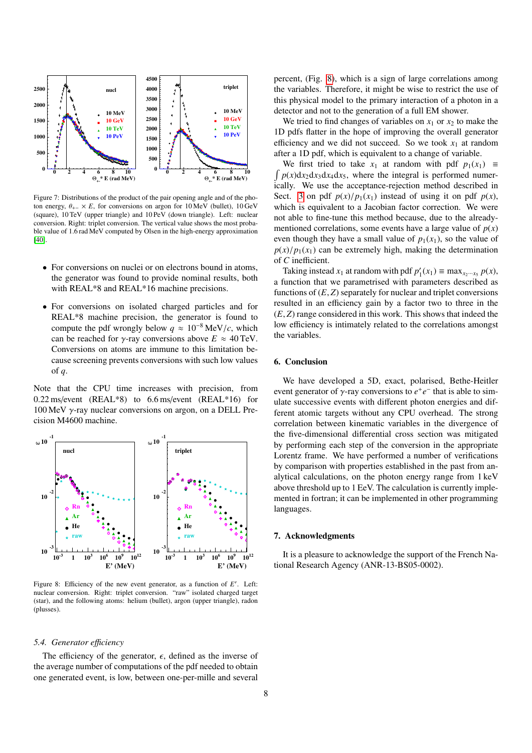Figure 7: Distributions of the product of the pair opening angle and of the photon energy, $\theta_{+-} \times E$, for conversions on argon for 10 MeV (bullet), 10 GeV (square), 10 TeV (upper triangle) and 10 PeV (down triangle). Left: nuclear conversion. Right: triplet conversion. The vertical value shows the most probable value of 1.6 rad MeV computed by Olsen in the high-energy approximation [40].

- For conversions on nuclei or on electrons bound in atoms, the generator was found to provide nominal results, both with REAL*8 and REAL*16 machine precisions.
- For conversions on isolated charged particles and for REAL*8 machine precision, the generator is found to compute the pdf wrongly below $q \approx 10^{-8}$ MeV/$c$, which can be reached for $\gamma$-ray conversions above $E \approx 40$ TeV. Conversions on atoms are immune to this limitation because screening prevents conversions with such low values of $q$.

Note that the CPU time increases with precision, from 0.22 ms/event (REAL*8) to 6.6 ms/event (REAL*16) for 100 MeV $\gamma$-ray nuclear conversions on argon, on a DELL Precision M4600 machine.

Figure 8: Efficiency of the new event generator, as a function of $E'$. Left: nuclear conversion. Right: triplet conversion. "raw" isolated charged target (star), and the following atoms: helium (bullet), argon (upper triangle), radon (plusses).

### 5.4. Generator efficiency

The efficiency of the generator, $\epsilon$, defined as the inverse of the average number of computations of the pdf needed to obtain one generated event, is low, between one-per-mille and several percent, (Fig. 8), which is a sign of large correlations among the variables. Therefore, it might be wise to restrict the use of this physical model to the primary interaction of a photon in a detector and not to the generation of a full EM shower.

We tried to find changes of variables on $x_1$ or $x_2$ to make the 1D pdfs flatter in the hope of improving the overall generator efficiency and we did not succeed. So we took $x_1$ at random after a 1D pdf, which is equivalent to a change of variable.

We first tried to take $x_1$ at random with pdf $p_1(x_1) \equiv \int p(x)\mathrm{d}x_2\mathrm{d}x_3\mathrm{d}x_4\mathrm{d}x_5$, where the integral is performed numerically. We use the acceptance-rejection method described in Sect. 3 on pdf $p(x)/p_1(x_1)$ instead of using it on pdf $p(x)$, which is equivalent to a Jacobian factor correction. We were not able to fine-tune this method because, due to the already-mentioned correlations, some events have a large value of $p(x)$ even though they have a small value of $p_1(x_1)$, so the value of $p(x)/p_1(x_1)$ can be extremely high, making the determination of $C$ inefficient.

Taking instead $x_1$ at random with pdf $p'_1(x_1) \equiv \max_{x_2\cdots x_5} p(x)$, a function that we parametrised with parameters described as functions of $(E, Z)$ separately for nuclear and triplet conversions resulted in an efficiency gain by a factor two to three in the $(E, Z)$ range considered in this work. This shows that indeed the low efficiency is intimately related to the correlations amongst the variables.

## 6. Conclusion

We have developed a 5D, exact, polarised, Bethe-Heitler event generator of $\gamma$-ray conversions to $e^+e^-$ that is able to simulate successive events with different photon energies and different atomic targets without any CPU overhead. The strong correlation between kinematic variables in the divergence of the five-dimensional differential cross section was mitigated by performing each step of the conversion in the appropriate Lorentz frame. We have performed a number of verifications by comparison with properties established in the past from analytical calculations, on the photon energy range from 1 keV above threshold up to 1 EeV. The calculation is currently implemented in fortran; it can be implemented in other programming languages.

## 7. Acknowledgments

It is a pleasure to acknowledge the support of the French National Research Agency (ANR-13-BS05-0002).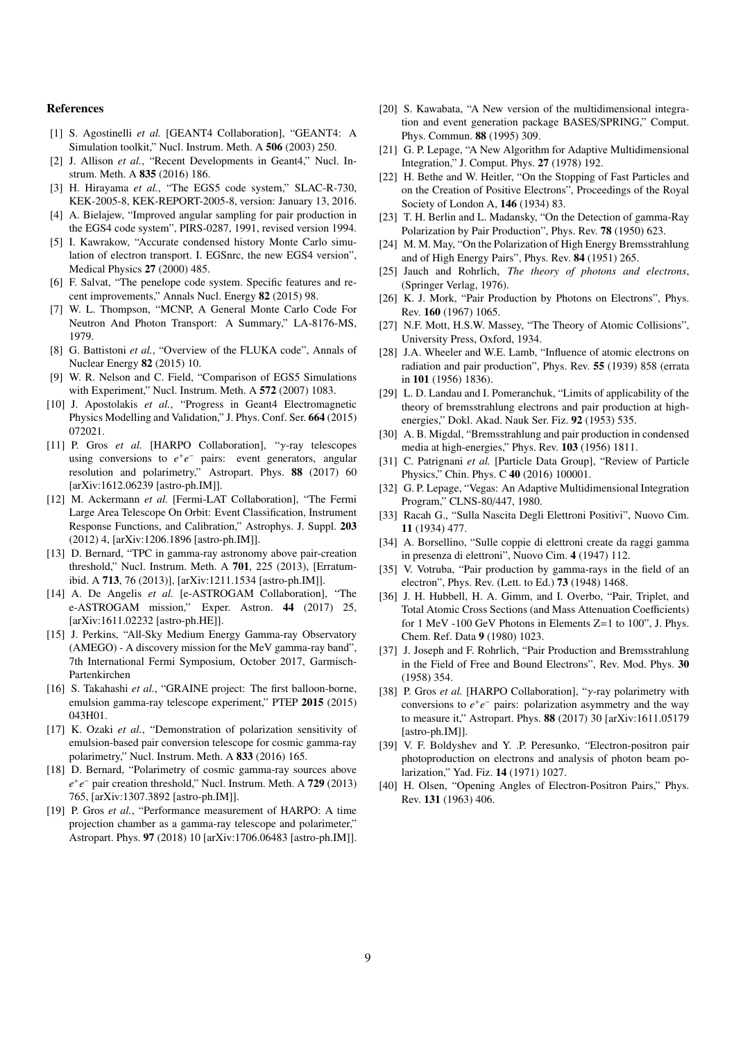### References

[1] S. Agostinelli *et al.* [GEANT4 Collaboration], "GEANT4: A Simulation toolkit," Nucl. Instrum. Meth. A **506** (2003) 250.

[2] J. Allison *et al.*, "Recent Developments in Geant4," Nucl. Instrum. Meth. A **835** (2016) 186.

[3] H. Hirayama *et al.*, "The EGS5 code system," SLAC-R-730, KEK-2005-8, KEK-REPORT-2005-8, version: January 13, 2016.

[4] A. Bielajew, "Improved angular sampling for pair production in the EGS4 code system", PIRS-0287, 1991, revised version 1994.

[5] I. Kawrakow, "Accurate condensed history Monte Carlo simulation of electron transport. I. EGSnrc, the new EGS4 version", Medical Physics **27** (2000) 485.

[6] F. Salvat, "The penelope code system. Specific features and recent improvements," Annals Nucl. Energy **82** (2015) 98.

[7] W. L. Thompson, "MCNP, A General Monte Carlo Code For Neutron And Photon Transport: A Summary," LA-8176-MS, 1979.

[8] G. Battistoni *et al.*, "Overview of the FLUKA code", Annals of Nuclear Energy **82** (2015) 10.

[9] W. R. Nelson and C. Field, "Comparison of EGS5 Simulations with Experiment," Nucl. Instrum. Meth. A **572** (2007) 1083.

[10] J. Apostolakis *et al.*, "Progress in Geant4 Electromagnetic Physics Modelling and Validation," J. Phys. Conf. Ser. **664** (2015) 072021.

[11] P. Gros *et al.* [HARPO Collaboration], "$\gamma$-ray telescopes using conversions to $e^+e^-$ pairs: event generators, angular resolution and polarimetry," Astropart. Phys. **88** (2017) 60 [arXiv:1612.06239 [astro-ph.IM]].

[12] M. Ackermann *et al.* [Fermi-LAT Collaboration], "The Fermi Large Area Telescope On Orbit: Event Classification, Instrument Response Functions, and Calibration," Astrophys. J. Suppl. **203** (2012) 4, [arXiv:1206.1896 [astro-ph.IM]].

[13] D. Bernard, "TPC in gamma-ray astronomy above pair-creation threshold," Nucl. Instrum. Meth. A **701**, 225 (2013), [Erratum-ibid. A **713**, 76 (2013)], [arXiv:1211.1534 [astro-ph.IM]].

[14] A. De Angelis *et al.* [e-ASTROGAM Collaboration], "The e-ASTROGAM mission," Exper. Astron. **44** (2017) 25, [arXiv:1611.02232 [astro-ph.HE]].

[15] J. Perkins, "All-Sky Medium Energy Gamma-ray Observatory (AMEGO) - A discovery mission for the MeV gamma-ray band", 7th International Fermi Symposium, October 2017, Garmisch-Partenkirchen

[16] S. Takahashi *et al.*, "GRAINE project: The first balloon-borne, emulsion gamma-ray telescope experiment," PTEP **2015** (2015) 043H01.

[17] K. Ozaki *et al.*, "Demonstration of polarization sensitivity of emulsion-based pair conversion telescope for cosmic gamma-ray polarimetry," Nucl. Instrum. Meth. A **833** (2016) 165.

[18] D. Bernard, "Polarimetry of cosmic gamma-ray sources above $e^+e^-$ pair creation threshold," Nucl. Instrum. Meth. A **729** (2013) 765, [arXiv:1307.3892 [astro-ph.IM]].

[19] P. Gros *et al.*, "Performance measurement of HARPO: A time projection chamber as a gamma-ray telescope and polarimeter," Astropart. Phys. **97** (2018) 10 [arXiv:1706.06483 [astro-ph.IM]].

[20] S. Kawabata, "A New version of the multidimensional integration and event generation package BASES/SPRING," Comput. Phys. Commun. **88** (1995) 309.

[21] G. P. Lepage, "A New Algorithm for Adaptive Multidimensional Integration," J. Comput. Phys. **27** (1978) 192.

[22] H. Bethe and W. Heitler, "On the Stopping of Fast Particles and on the Creation of Positive Electrons", Proceedings of the Royal Society of London A, **146** (1934) 83.

[23] T. H. Berlin and L. Madansky, "On the Detection of gamma-Ray Polarization by Pair Production", Phys. Rev. **78** (1950) 623.

[24] M. M. May, "On the Polarization of High Energy Bremsstrahlung and of High Energy Pairs", Phys. Rev. **84** (1951) 265.

[25] Jauch and Rohrlich, *The theory of photons and electrons*, (Springer Verlag, 1976).

[26] K. J. Mork, "Pair Production by Photons on Electrons", Phys. Rev. **160** (1967) 1065.

[27] N.F. Mott, H.S.W. Massey, "The Theory of Atomic Collisions", University Press, Oxford, 1934.

[28] J.A. Wheeler and W.E. Lamb, "Influence of atomic electrons on radiation and pair production", Phys. Rev. **55** (1939) 858 (errata in **101** (1956) 1836).

[29] L. D. Landau and I. Pomeranchuk, "Limits of applicability of the theory of bremsstrahlung electrons and pair production at high-energies," Dokl. Akad. Nauk Ser. Fiz. **92** (1953) 535.

[30] A. B. Migdal, "Bremsstrahlung and pair production in condensed media at high-energies," Phys. Rev. **103** (1956) 1811.

[31] C. Patrignani *et al.* [Particle Data Group], "Review of Particle Physics," Chin. Phys. C **40** (2016) 100001.

[32] G. P. Lepage, "Vegas: An Adaptive Multidimensional Integration Program," CLNS-80/447, 1980.

[33] Racah G., "Sulla Nascita Degli Elettroni Positivi", Nuovo Cim. **11** (1934) 477.

[34] A. Borsellino, "Sulle coppie di elettroni create da raggi gamma in presenza di elettroni", Nuovo Cim. **4** (1947) 112.

[35] V. Votruba, "Pair production by gamma-rays in the field of an electron", Phys. Rev. (Lett. to Ed.) **73** (1948) 1468.

[36] J. H. Hubbell, H. A. Gimm, and I. Overbo, "Pair, Triplet, and Total Atomic Cross Sections (and Mass Attenuation Coefficients) for 1 MeV -100 GeV Photons in Elements Z=1 to 100", J. Phys. Chem. Ref. Data **9** (1980) 1023.

[37] J. Joseph and F. Rohrlich, "Pair Production and Bremsstrahlung in the Field of Free and Bound Electrons", Rev. Mod. Phys. **30** (1958) 354.

[38] P. Gros *et al.* [HARPO Collaboration], "$\gamma$-ray polarimetry with conversions to $e^+e^-$ pairs: polarization asymmetry and the way to measure it," Astropart. Phys. **88** (2017) 30 [arXiv:1611.05179 [astro-ph.IM]].

[39] V. F. Boldyshev and Y. .P. Peresunko, "Electron-positron pair photoproduction on electrons and analysis of photon beam polarization," Yad. Fiz. **14** (1971) 1027.

[40] H. Olsen, "Opening Angles of Electron-Positron Pairs," Phys. Rev. **131** (1963) 406.